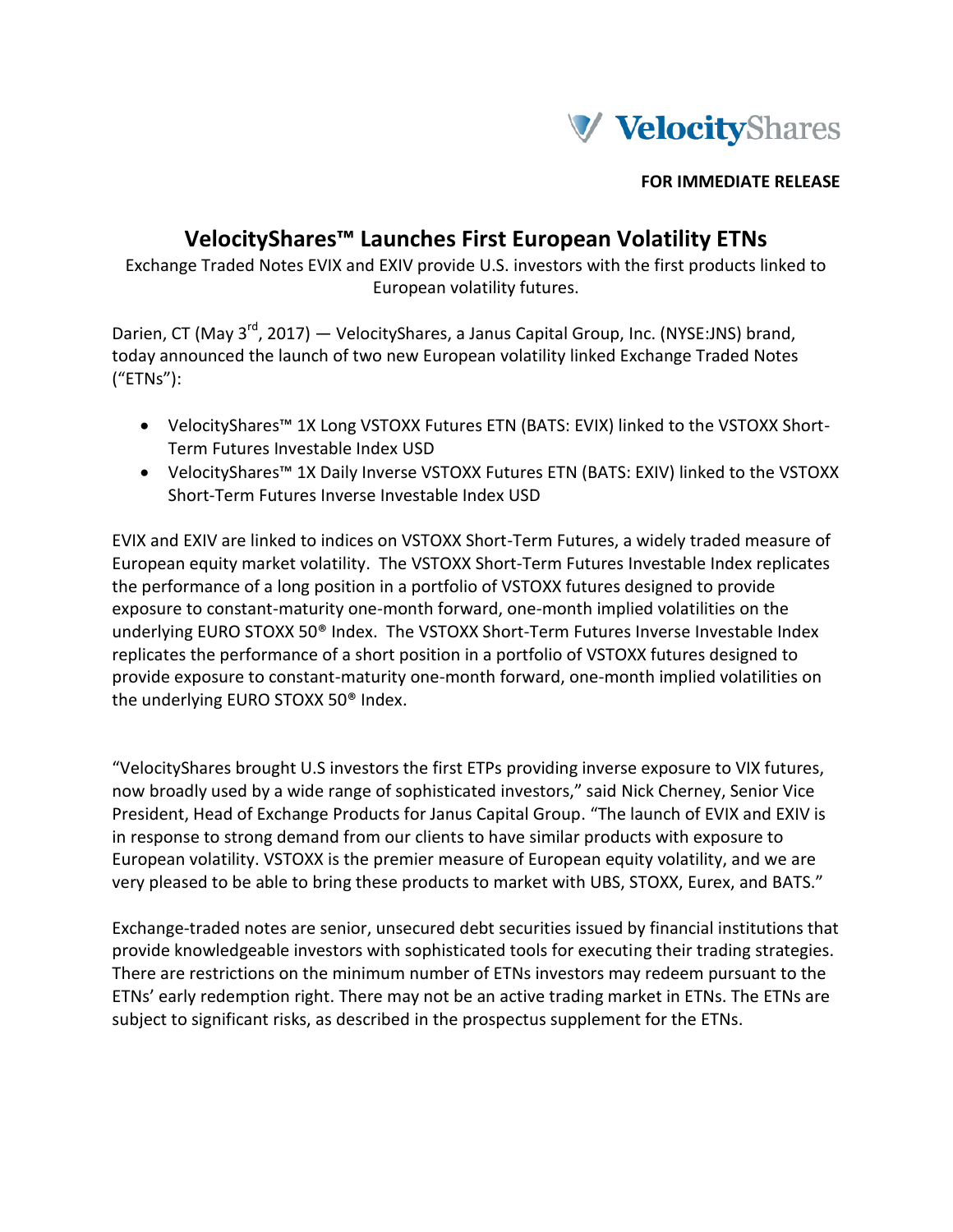VelocityShares

**FOR IMMEDIATE RELEASE**

# VelocityShares™ Launches First European Volatility ETNs

Exchange Traded Notes EVIX and EXIV provide U.S. investors with the first products linked to European volatility futures.

Darien, CT (May 3rd, 2017) — VelocityShares, a Janus Capital Group, Inc. (NYSE:JNS) brand, today announced the launch of two new European volatility linked Exchange Traded Notes (“ETNs”):

- VelocityShares™ 1X Long VSTOXX Futures ETN (BATS: EVIX) linked to the VSTOXX Short-Term Futures Investable Index USD
- VelocityShares™ 1X Daily Inverse VSTOXX Futures ETN (BATS: EXIV) linked to the VSTOXX Short-Term Futures Inverse Investable Index USD

EVIX and EXIV are linked to indices on VSTOXX Short-Term Futures, a widely traded measure of European equity market volatility. The VSTOXX Short-Term Futures Investable Index replicates the performance of a long position in a portfolio of VSTOXX futures designed to provide exposure to constant-maturity one-month forward, one-month implied volatilities on the underlying EURO STOXX 50® Index. The VSTOXX Short-Term Futures Inverse Investable Index replicates the performance of a short position in a portfolio of VSTOXX futures designed to provide exposure to constant-maturity one-month forward, one-month implied volatilities on the underlying EURO STOXX 50® Index.

“VelocityShares brought U.S investors the first ETPs providing inverse exposure to VIX futures, now broadly used by a wide range of sophisticated investors,” said Nick Cherney, Senior Vice President, Head of Exchange Products for Janus Capital Group. “The launch of EVIX and EXIV is in response to strong demand from our clients to have similar products with exposure to European volatility. VSTOXX is the premier measure of European equity volatility, and we are very pleased to be able to bring these products to market with UBS, STOXX, Eurex, and BATS.”

Exchange-traded notes are senior, unsecured debt securities issued by financial institutions that provide knowledgeable investors with sophisticated tools for executing their trading strategies. There are restrictions on the minimum number of ETNs investors may redeem pursuant to the ETNs’ early redemption right. There may not be an active trading market in ETNs. The ETNs are subject to significant risks, as described in the prospectus supplement for the ETNs.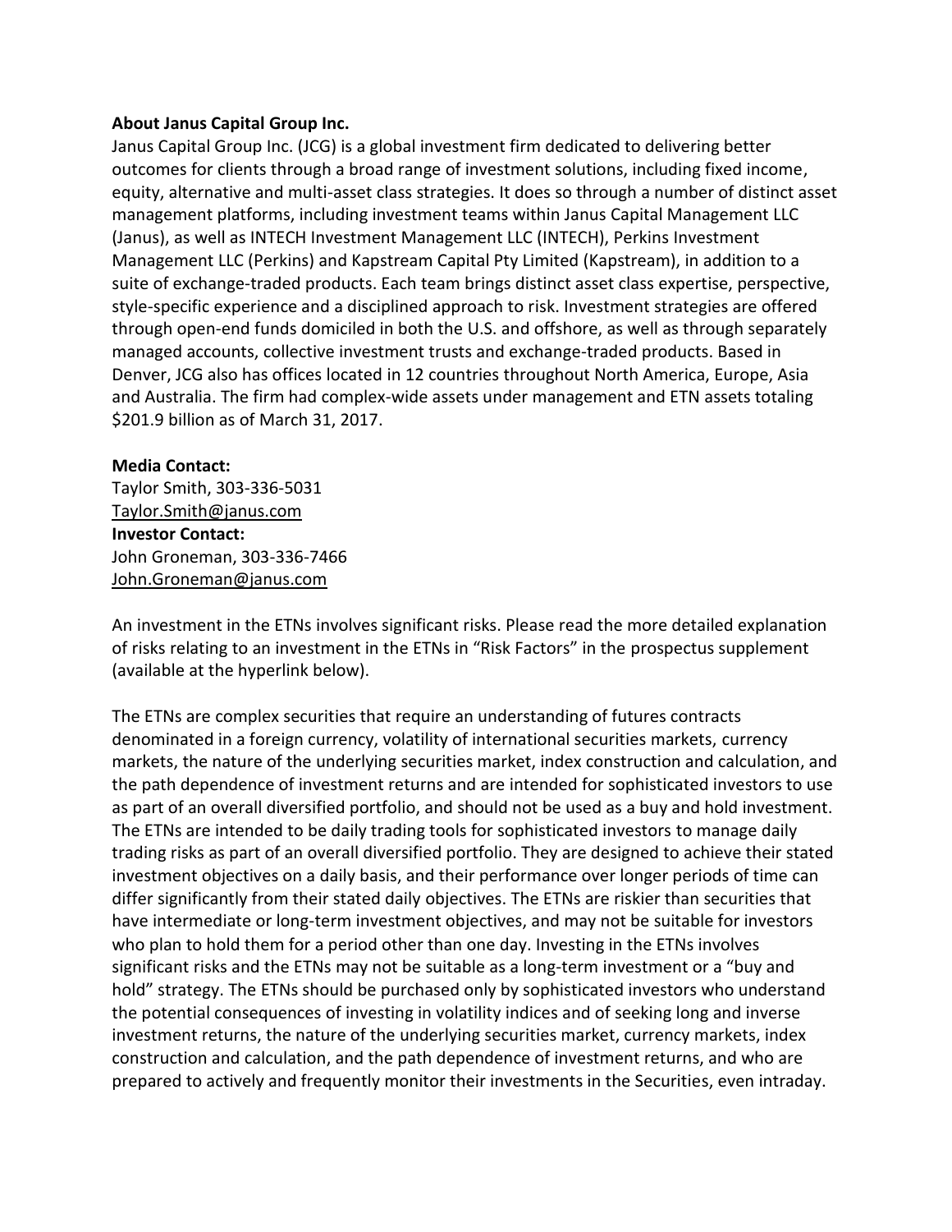**About Janus Capital Group Inc.**

Janus Capital Group Inc. (JCG) is a global investment firm dedicated to delivering better outcomes for clients through a broad range of investment solutions, including fixed income, equity, alternative and multi-asset class strategies. It does so through a number of distinct asset management platforms, including investment teams within Janus Capital Management LLC (Janus), as well as INTECH Investment Management LLC (INTECH), Perkins Investment Management LLC (Perkins) and Kapstream Capital Pty Limited (Kapstream), in addition to a suite of exchange-traded products. Each team brings distinct asset class expertise, perspective, style-specific experience and a disciplined approach to risk. Investment strategies are offered through open-end funds domiciled in both the U.S. and offshore, as well as through separately managed accounts, collective investment trusts and exchange-traded products. Based in Denver, JCG also has offices located in 12 countries throughout North America, Europe, Asia and Australia. The firm had complex-wide assets under management and ETN assets totaling $201.9 billion as of March 31, 2017.

**Media Contact:**
Taylor Smith, 303-336-5031
Taylor.Smith@janus.com
**Investor Contact:**
John Groneman, 303-336-7466
John.Groneman@janus.com

An investment in the ETNs involves significant risks. Please read the more detailed explanation of risks relating to an investment in the ETNs in "Risk Factors" in the prospectus supplement (available at the hyperlink below).

The ETNs are complex securities that require an understanding of futures contracts denominated in a foreign currency, volatility of international securities markets, currency markets, the nature of the underlying securities market, index construction and calculation, and the path dependence of investment returns and are intended for sophisticated investors to use as part of an overall diversified portfolio, and should not be used as a buy and hold investment. The ETNs are intended to be daily trading tools for sophisticated investors to manage daily trading risks as part of an overall diversified portfolio. They are designed to achieve their stated investment objectives on a daily basis, and their performance over longer periods of time can differ significantly from their stated daily objectives. The ETNs are riskier than securities that have intermediate or long-term investment objectives, and may not be suitable for investors who plan to hold them for a period other than one day. Investing in the ETNs involves significant risks and the ETNs may not be suitable as a long-term investment or a "buy and hold" strategy. The ETNs should be purchased only by sophisticated investors who understand the potential consequences of investing in volatility indices and of seeking long and inverse investment returns, the nature of the underlying securities market, currency markets, index construction and calculation, and the path dependence of investment returns, and who are prepared to actively and frequently monitor their investments in the Securities, even intraday.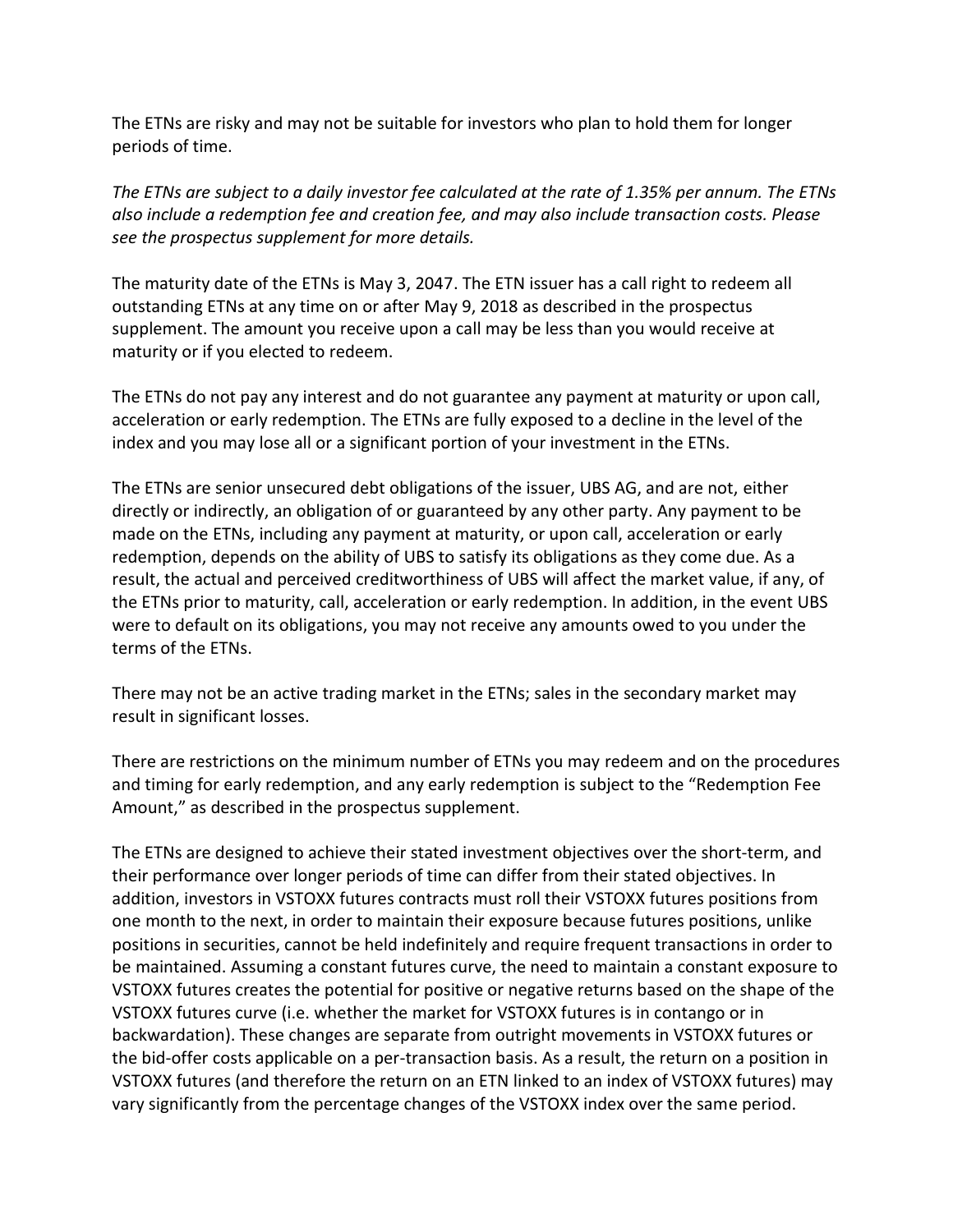The ETNs are risky and may not be suitable for investors who plan to hold them for longer periods of time.

*The ETNs are subject to a daily investor fee calculated at the rate of 1.35% per annum. The ETNs also include a redemption fee and creation fee, and may also include transaction costs. Please see the prospectus supplement for more details.*

The maturity date of the ETNs is May 3, 2047. The ETN issuer has a call right to redeem all outstanding ETNs at any time on or after May 9, 2018 as described in the prospectus supplement. The amount you receive upon a call may be less than you would receive at maturity or if you elected to redeem.

The ETNs do not pay any interest and do not guarantee any payment at maturity or upon call, acceleration or early redemption. The ETNs are fully exposed to a decline in the level of the index and you may lose all or a significant portion of your investment in the ETNs.

The ETNs are senior unsecured debt obligations of the issuer, UBS AG, and are not, either directly or indirectly, an obligation of or guaranteed by any other party. Any payment to be made on the ETNs, including any payment at maturity, or upon call, acceleration or early redemption, depends on the ability of UBS to satisfy its obligations as they come due. As a result, the actual and perceived creditworthiness of UBS will affect the market value, if any, of the ETNs prior to maturity, call, acceleration or early redemption. In addition, in the event UBS were to default on its obligations, you may not receive any amounts owed to you under the terms of the ETNs.

There may not be an active trading market in the ETNs; sales in the secondary market may result in significant losses.

There are restrictions on the minimum number of ETNs you may redeem and on the procedures and timing for early redemption, and any early redemption is subject to the "Redemption Fee Amount," as described in the prospectus supplement.

The ETNs are designed to achieve their stated investment objectives over the short-term, and their performance over longer periods of time can differ from their stated objectives. In addition, investors in VSTOXX futures contracts must roll their VSTOXX futures positions from one month to the next, in order to maintain their exposure because futures positions, unlike positions in securities, cannot be held indefinitely and require frequent transactions in order to be maintained. Assuming a constant futures curve, the need to maintain a constant exposure to VSTOXX futures creates the potential for positive or negative returns based on the shape of the VSTOXX futures curve (i.e. whether the market for VSTOXX futures is in contango or in backwardation). These changes are separate from outright movements in VSTOXX futures or the bid-offer costs applicable on a per-transaction basis. As a result, the return on a position in VSTOXX futures (and therefore the return on an ETN linked to an index of VSTOXX futures) may vary significantly from the percentage changes of the VSTOXX index over the same period.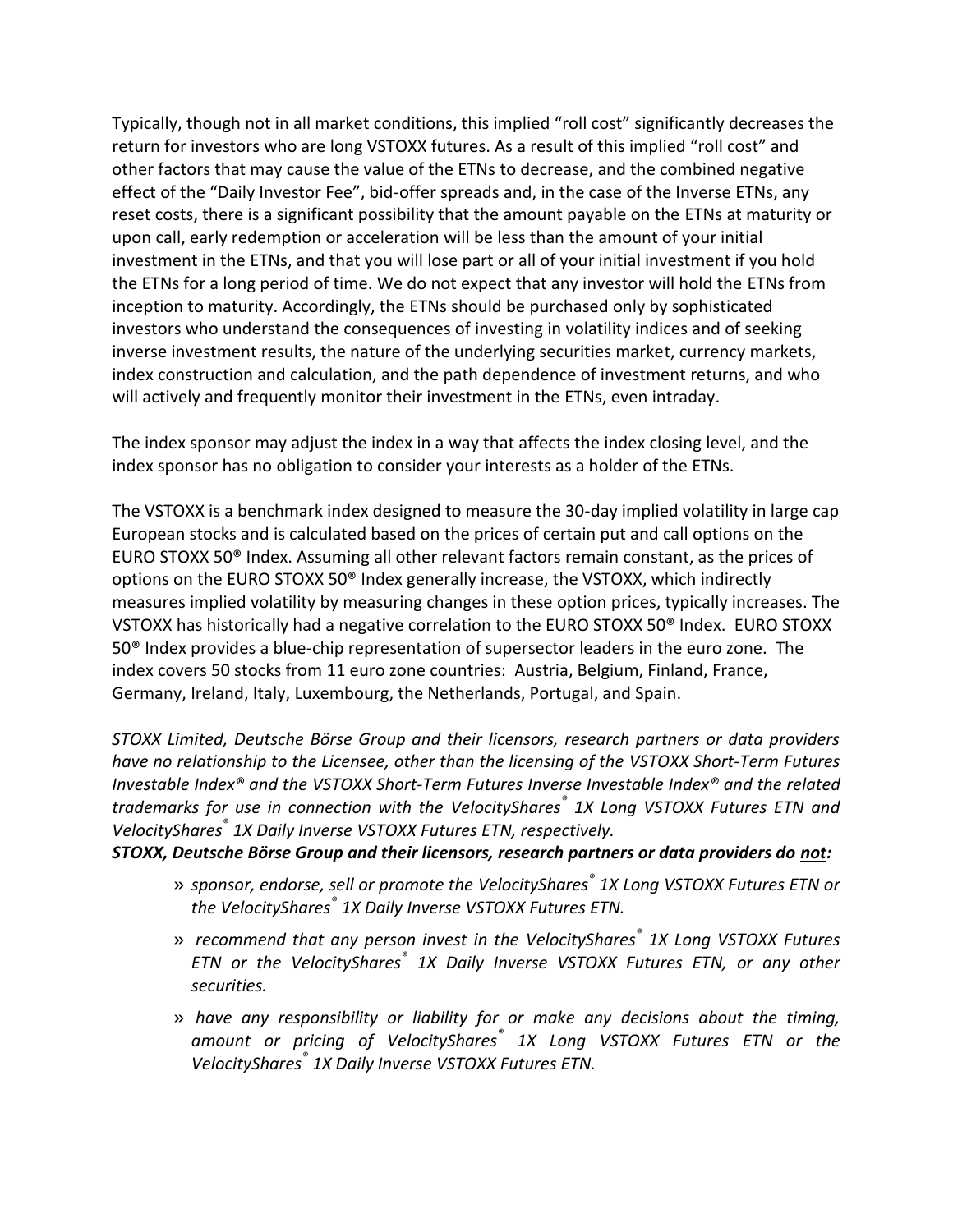Typically, though not in all market conditions, this implied "roll cost" significantly decreases the return for investors who are long VSTOXX futures. As a result of this implied "roll cost" and other factors that may cause the value of the ETNs to decrease, and the combined negative effect of the "Daily Investor Fee", bid-offer spreads and, in the case of the Inverse ETNs, any reset costs, there is a significant possibility that the amount payable on the ETNs at maturity or upon call, early redemption or acceleration will be less than the amount of your initial investment in the ETNs, and that you will lose part or all of your initial investment if you hold the ETNs for a long period of time. We do not expect that any investor will hold the ETNs from inception to maturity. Accordingly, the ETNs should be purchased only by sophisticated investors who understand the consequences of investing in volatility indices and of seeking inverse investment results, the nature of the underlying securities market, currency markets, index construction and calculation, and the path dependence of investment returns, and who will actively and frequently monitor their investment in the ETNs, even intraday.

The index sponsor may adjust the index in a way that affects the index closing level, and the index sponsor has no obligation to consider your interests as a holder of the ETNs.

The VSTOXX is a benchmark index designed to measure the 30-day implied volatility in large cap European stocks and is calculated based on the prices of certain put and call options on the EURO STOXX 50® Index. Assuming all other relevant factors remain constant, as the prices of options on the EURO STOXX 50® Index generally increase, the VSTOXX, which indirectly measures implied volatility by measuring changes in these option prices, typically increases. The VSTOXX has historically had a negative correlation to the EURO STOXX 50® Index. EURO STOXX 50® Index provides a blue-chip representation of supersector leaders in the euro zone. The index covers 50 stocks from 11 euro zone countries: Austria, Belgium, Finland, France, Germany, Ireland, Italy, Luxembourg, the Netherlands, Portugal, and Spain.

*STOXX Limited, Deutsche Börse Group and their licensors, research partners or data providers have no relationship to the Licensee, other than the licensing of the VSTOXX Short-Term Futures Investable Index® and the VSTOXX Short-Term Futures Inverse Investable Index® and the related trademarks for use in connection with the VelocityShares® 1X Long VSTOXX Futures ETN and VelocityShares® 1X Daily Inverse VSTOXX Futures ETN, respectively.*

***STOXX, Deutsche Börse Group and their licensors, research partners or data providers do <u>not</u>:***

- » *sponsor, endorse, sell or promote the VelocityShares® 1X Long VSTOXX Futures ETN or the VelocityShares® 1X Daily Inverse VSTOXX Futures ETN.*
- » *recommend that any person invest in the VelocityShares® 1X Long VSTOXX Futures ETN or the VelocityShares® 1X Daily Inverse VSTOXX Futures ETN, or any other securities.*
- » *have any responsibility or liability for or make any decisions about the timing, amount or pricing of VelocityShares® 1X Long VSTOXX Futures ETN or the VelocityShares® 1X Daily Inverse VSTOXX Futures ETN.*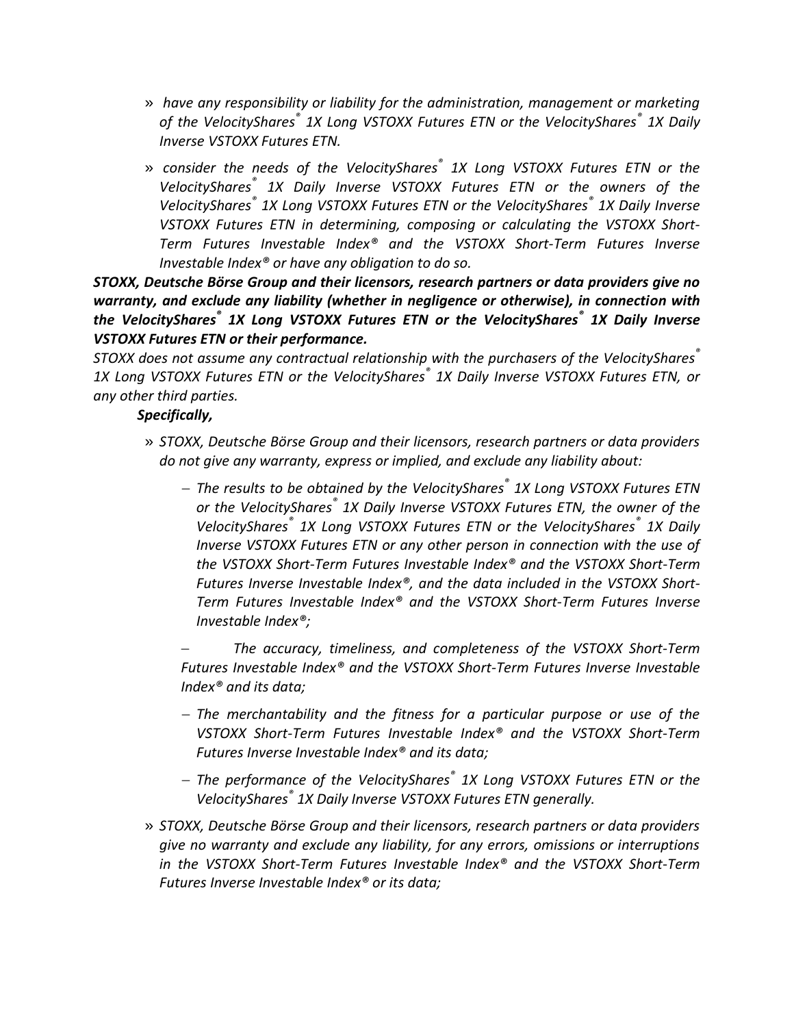- *have any responsibility or liability for the administration, management or marketing of the VelocityShares® 1X Long VSTOXX Futures ETN or the VelocityShares® 1X Daily Inverse VSTOXX Futures ETN.*
- *consider the needs of the VelocityShares® 1X Long VSTOXX Futures ETN or the VelocityShares® 1X Daily Inverse VSTOXX Futures ETN or the owners of the VelocityShares® 1X Long VSTOXX Futures ETN or the VelocityShares® 1X Daily Inverse VSTOXX Futures ETN in determining, composing or calculating the VSTOXX Short-Term Futures Investable Index® and the VSTOXX Short-Term Futures Inverse Investable Index® or have any obligation to do so.*

***STOXX, Deutsche Börse Group and their licensors, research partners or data providers give no warranty, and exclude any liability (whether in negligence or otherwise), in connection with the VelocityShares® 1X Long VSTOXX Futures ETN or the VelocityShares® 1X Daily Inverse VSTOXX Futures ETN or their performance.***

*STOXX does not assume any contractual relationship with the purchasers of the VelocityShares® 1X Long VSTOXX Futures ETN or the VelocityShares® 1X Daily Inverse VSTOXX Futures ETN, or any other third parties.*

***Specifically,***

- *STOXX, Deutsche Börse Group and their licensors, research partners or data providers do not give any warranty, express or implied, and exclude any liability about:*
  - *The results to be obtained by the VelocityShares® 1X Long VSTOXX Futures ETN or the VelocityShares® 1X Daily Inverse VSTOXX Futures ETN, the owner of the VelocityShares® 1X Long VSTOXX Futures ETN or the VelocityShares® 1X Daily Inverse VSTOXX Futures ETN or any other person in connection with the use of the VSTOXX Short-Term Futures Investable Index® and the VSTOXX Short-Term Futures Inverse Investable Index®, and the data included in the VSTOXX Short-Term Futures Investable Index® and the VSTOXX Short-Term Futures Inverse Investable Index®;*
  - *The accuracy, timeliness, and completeness of the VSTOXX Short-Term Futures Investable Index® and the VSTOXX Short-Term Futures Inverse Investable Index® and its data;*
  - *The merchantability and the fitness for a particular purpose or use of the VSTOXX Short-Term Futures Investable Index® and the VSTOXX Short-Term Futures Inverse Investable Index® and its data;*
  - *The performance of the VelocityShares® 1X Long VSTOXX Futures ETN or the VelocityShares® 1X Daily Inverse VSTOXX Futures ETN generally.*
- *STOXX, Deutsche Börse Group and their licensors, research partners or data providers give no warranty and exclude any liability, for any errors, omissions or interruptions in the VSTOXX Short-Term Futures Investable Index® and the VSTOXX Short-Term Futures Inverse Investable Index® or its data;*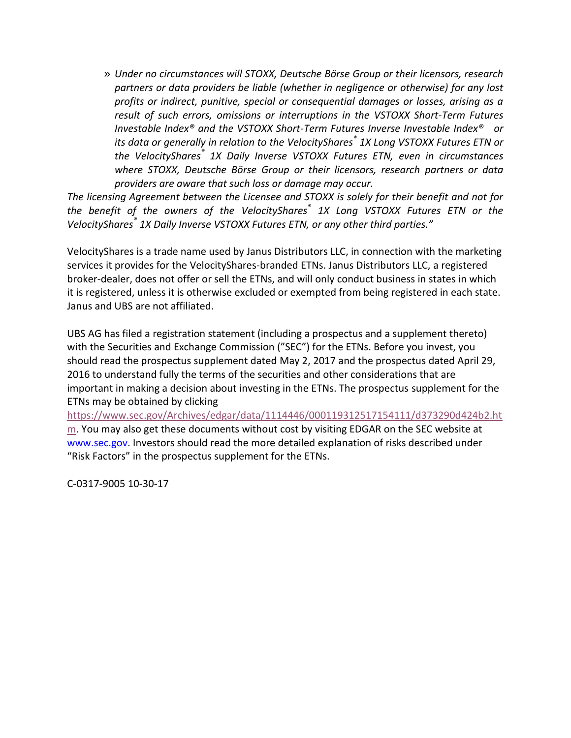» *Under no circumstances will STOXX, Deutsche Börse Group or their licensors, research partners or data providers be liable (whether in negligence or otherwise) for any lost profits or indirect, punitive, special or consequential damages or losses, arising as a result of such errors, omissions or interruptions in the VSTOXX Short-Term Futures Investable Index® and the VSTOXX Short-Term Futures Inverse Investable Index® or its data or generally in relation to the VelocityShares® 1X Long VSTOXX Futures ETN or the VelocityShares® 1X Daily Inverse VSTOXX Futures ETN, even in circumstances where STOXX, Deutsche Börse Group or their licensors, research partners or data providers are aware that such loss or damage may occur.*

*The licensing Agreement between the Licensee and STOXX is solely for their benefit and not for the benefit of the owners of the VelocityShares® 1X Long VSTOXX Futures ETN or the VelocityShares® 1X Daily Inverse VSTOXX Futures ETN, or any other third parties."*

VelocityShares is a trade name used by Janus Distributors LLC, in connection with the marketing services it provides for the VelocityShares-branded ETNs. Janus Distributors LLC, a registered broker-dealer, does not offer or sell the ETNs, and will only conduct business in states in which it is registered, unless it is otherwise excluded or exempted from being registered in each state. Janus and UBS are not affiliated.

UBS AG has filed a registration statement (including a prospectus and a supplement thereto) with the Securities and Exchange Commission ("SEC") for the ETNs. Before you invest, you should read the prospectus supplement dated May 2, 2017 and the prospectus dated April 29, 2016 to understand fully the terms of the securities and other considerations that are important in making a decision about investing in the ETNs. The prospectus supplement for the ETNs may be obtained by clicking https://www.sec.gov/Archives/edgar/data/1114446/000119312517154111/d373290d424b2.htm. You may also get these documents without cost by visiting EDGAR on the SEC website at www.sec.gov. Investors should read the more detailed explanation of risks described under "Risk Factors" in the prospectus supplement for the ETNs.

C-0317-9005 10-30-17